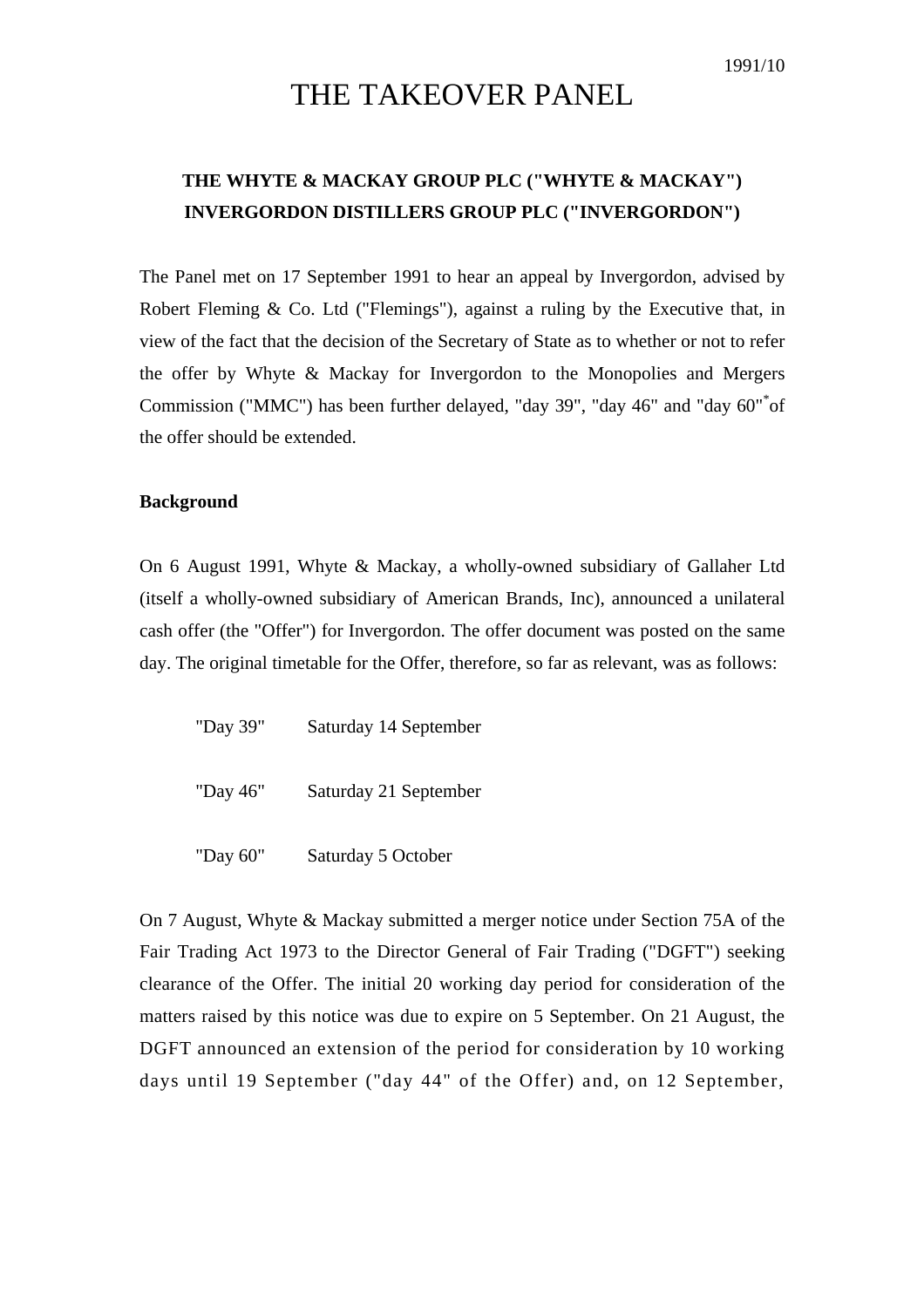1991/10

# THE TAKEOVER PANEL

## THE WHYTE & MACKAY GROUP PLC ("WHYTE & MACKAY") INVERGORDON DISTILLERS GROUP PLC ("INVERGORDON")

The Panel met on 17 September 1991 to hear an appeal by Invergordon, advised by Robert Fleming & Co. Ltd ("Flemings"), against a ruling by the Executive that, in view of the fact that the decision of the Secretary of State as to whether or not to refer the offer by Whyte & Mackay for Invergordon to the Monopolies and Mergers Commission ("MMC") has been further delayed, "day 39", "day 46" and "day 60"* of the offer should be extended.

**Background**

On 6 August 1991, Whyte & Mackay, a wholly-owned subsidiary of Gallaher Ltd (itself a wholly-owned subsidiary of American Brands, Inc), announced a unilateral cash offer (the "Offer") for Invergordon. The offer document was posted on the same day. The original timetable for the Offer, therefore, so far as relevant, was as follows:

| | |
|---|---|
| "Day 39" | Saturday 14 September |
| "Day 46" | Saturday 21 September |
| "Day 60" | Saturday 5 October |

On 7 August, Whyte & Mackay submitted a merger notice under Section 75A of the Fair Trading Act 1973 to the Director General of Fair Trading ("DGFT") seeking clearance of the Offer. The initial 20 working day period for consideration of the matters raised by this notice was due to expire on 5 September. On 21 August, the DGFT announced an extension of the period for consideration by 10 working days until 19 September ("day 44" of the Offer) and, on 12 September,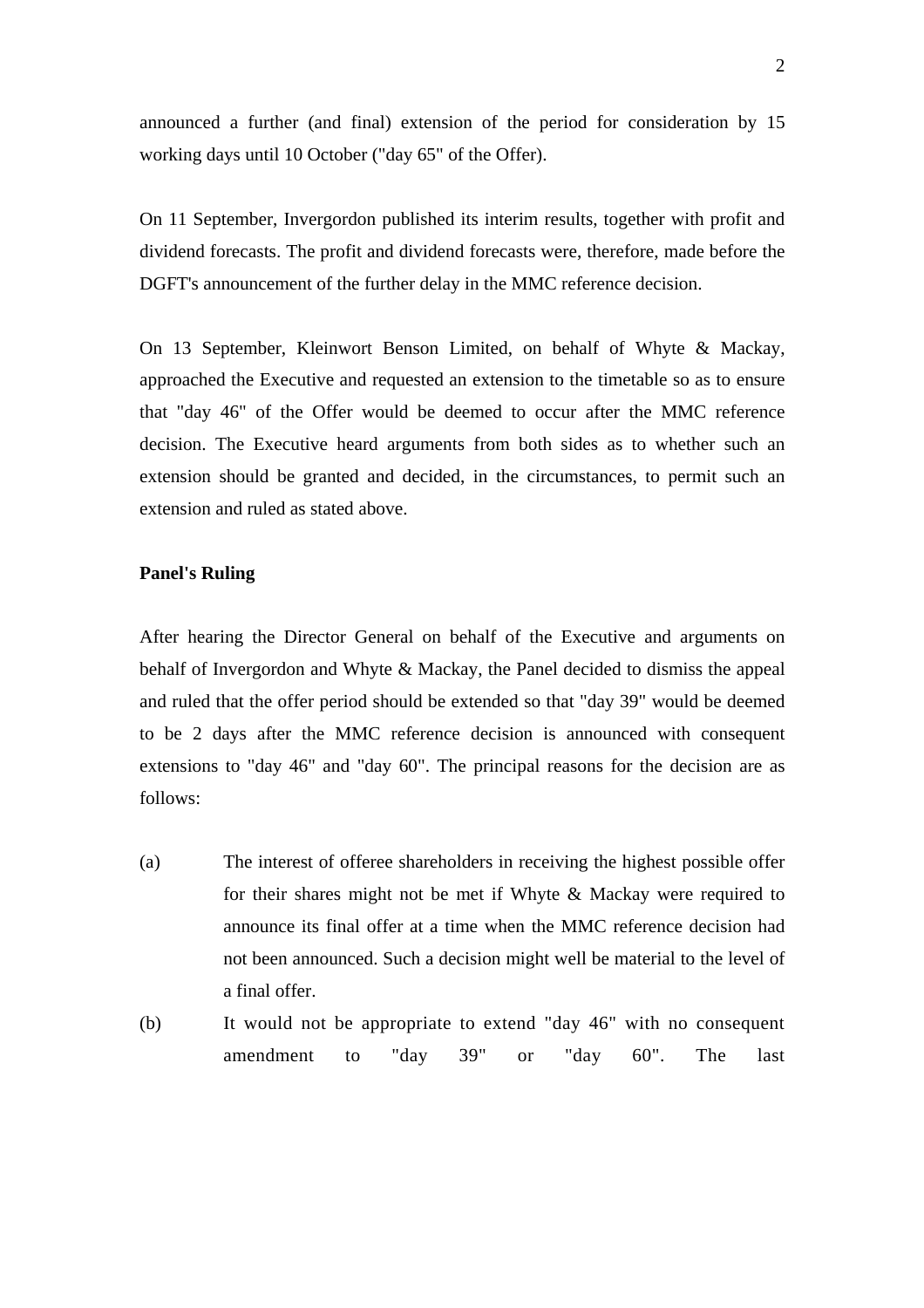announced a further (and final) extension of the period for consideration by 15 working days until 10 October ("day 65" of the Offer).

On 11 September, Invergordon published its interim results, together with profit and dividend forecasts. The profit and dividend forecasts were, therefore, made before the DGFT's announcement of the further delay in the MMC reference decision.

On 13 September, Kleinwort Benson Limited, on behalf of Whyte & Mackay, approached the Executive and requested an extension to the timetable so as to ensure that "day 46" of the Offer would be deemed to occur after the MMC reference decision. The Executive heard arguments from both sides as to whether such an extension should be granted and decided, in the circumstances, to permit such an extension and ruled as stated above.

**Panel's Ruling**

After hearing the Director General on behalf of the Executive and arguments on behalf of Invergordon and Whyte & Mackay, the Panel decided to dismiss the appeal and ruled that the offer period should be extended so that "day 39" would be deemed to be 2 days after the MMC reference decision is announced with consequent extensions to "day 46" and "day 60". The principal reasons for the decision are as follows:

(a) The interest of offeree shareholders in receiving the highest possible offer for their shares might not be met if Whyte & Mackay were required to announce its final offer at a time when the MMC reference decision had not been announced. Such a decision might well be material to the level of a final offer.

(b) It would not be appropriate to extend "day 46" with no consequent amendment to "day 39" or "day 60". The last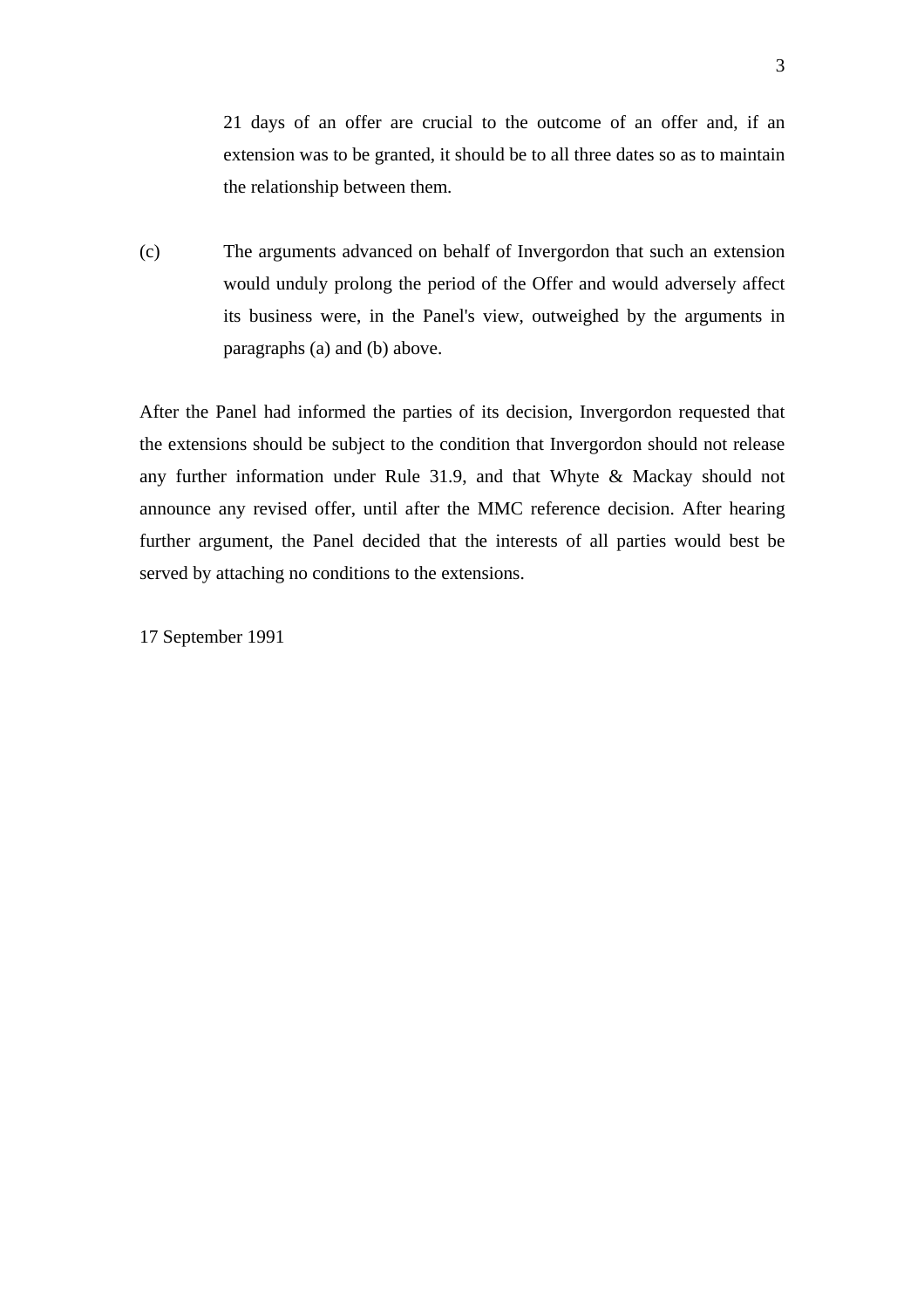21 days of an offer are crucial to the outcome of an offer and, if an extension was to be granted, it should be to all three dates so as to maintain the relationship between them.

(c) The arguments advanced on behalf of Invergordon that such an extension would unduly prolong the period of the Offer and would adversely affect its business were, in the Panel's view, outweighed by the arguments in paragraphs (a) and (b) above.

After the Panel had informed the parties of its decision, Invergordon requested that the extensions should be subject to the condition that Invergordon should not release any further information under Rule 31.9, and that Whyte & Mackay should not announce any revised offer, until after the MMC reference decision. After hearing further argument, the Panel decided that the interests of all parties would best be served by attaching no conditions to the extensions.

17 September 1991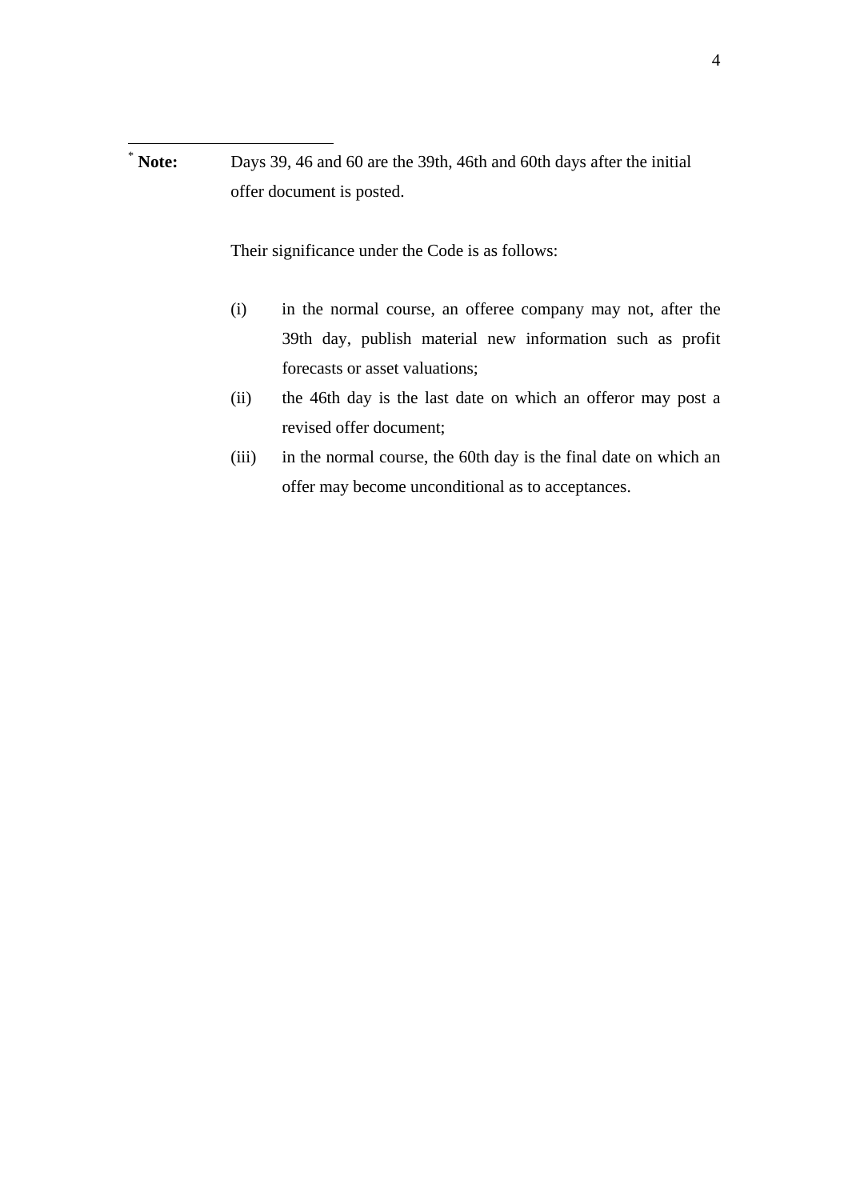[*] **Note:** Days 39, 46 and 60 are the 39th, 46th and 60th days after the initial offer document is posted.

Their significance under the Code is as follows:

(i) in the normal course, an offeree company may not, after the 39th day, publish material new information such as profit forecasts or asset valuations;

(ii) the 46th day is the last date on which an offeror may post a revised offer document;

(iii) in the normal course, the 60th day is the final date on which an offer may become unconditional as to acceptances.